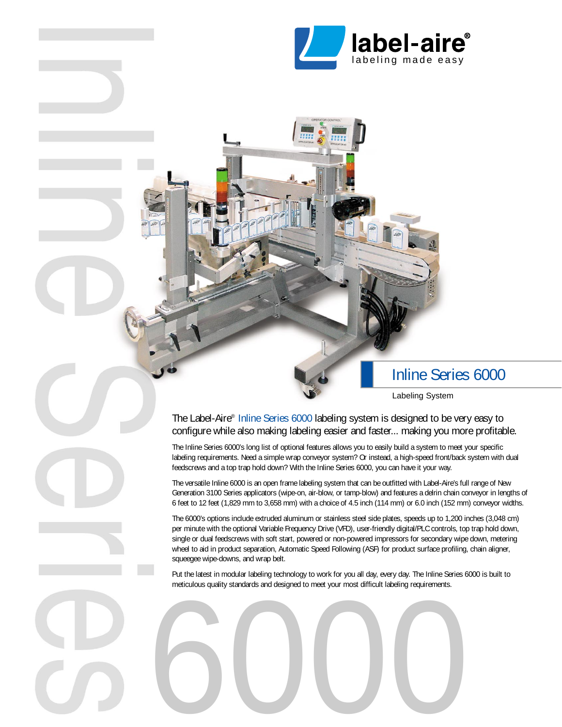label-aire®
labeling made easy

# Inline Series 6000

Labeling System

The Label-Aire® Inline Series 6000 labeling system is designed to be very easy to configure while also making labeling easier and faster... making you more profitable.

The Inline Series 6000's long list of optional features allows you to easily build a system to meet your specific labeling requirements. Need a simple wrap conveyor system? Or instead, a high-speed front/back system with dual feedscrews and a top trap hold down? With the Inline Series 6000, you can have it your way.

The versatile Inline 6000 is an open frame labeling system that can be outfitted with Label-Aire's full range of New Generation 3100 Series applicators (wipe-on, air-blow, or tamp-blow) and features a delrin chain conveyor in lengths of 6 feet to 12 feet (1,829 mm to 3,658 mm) with a choice of 4.5 inch (114 mm) or 6.0 inch (152 mm) conveyor widths.

The 6000's options include extruded aluminum or stainless steel side plates, speeds up to 1,200 inches (3,048 cm) per minute with the optional Variable Frequency Drive (VFD), user-friendly digital/PLC controls, top trap hold down, single or dual feedscrews with soft start, powered or non-powered impressors for secondary wipe down, metering wheel to aid in product separation, Automatic Speed Following (ASF) for product surface profiling, chain aligner, squeegee wipe-downs, and wrap belt.

Put the latest in modular labeling technology to work for you all day, every day. The Inline Series 6000 is built to meticulous quality standards and designed to meet your most difficult labeling requirements.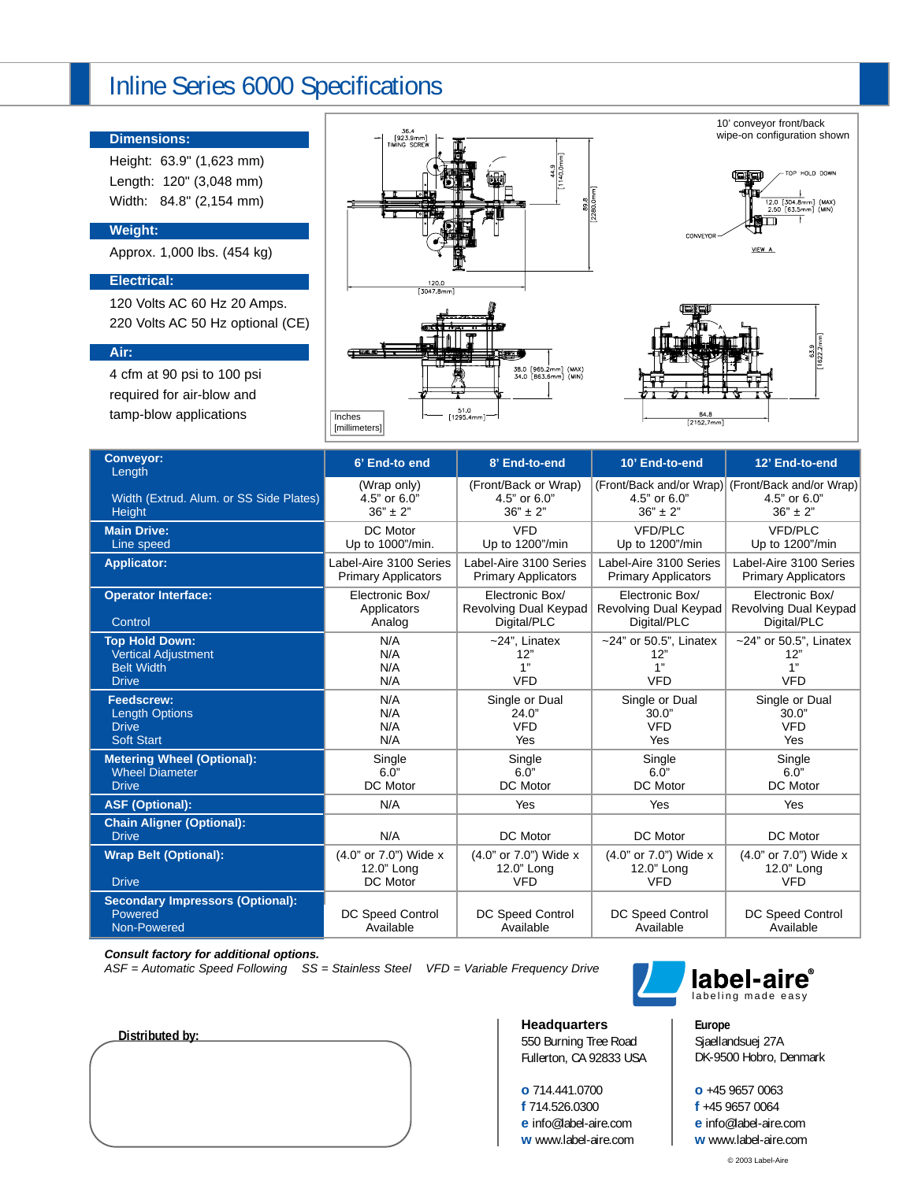# Inline Series 6000 Specifications

## Dimensions:

Height: 63.9" (1,623 mm)
Length: 120" (3,048 mm)
Width: 84.8" (2,154 mm)

## Weight:

Approx. 1,000 lbs. (454 kg)

## Electrical:

120 Volts AC 60 Hz 20 Amps.
220 Volts AC 50 Hz optional (CE)

## Air:

4 cfm at 90 psi to 100 psi required for air-blow and tamp-blow applications

10' conveyor front/back wipe-on configuration shown

36.4 [923.9mm] TIMING SCREW
44.9 [1140.0mm]
89.8 [2280.0mm]
120.0 [3047.8mm]
TOP HOLD DOWN
12.0 [304.8mm] (MAX)
2.50 [63.5mm] (MIN)
CONVEYOR
VIEW A
38.0 [965.2mm] (MAX)
34.0 [863.6mm] (MIN)
51.0 [1295.4mm]
63.9 [1622.2mm]
84.8 [2152.7mm]
Inches [millimeters]

| | 6' End-to end | 8' End-to-end | 10' End-to-end | 12' End-to-end |
|---|---|---|---|---|
| **Conveyor:** Length<br>Width (Extrud. Alum. or SS Side Plates)<br>Height | (Wrap only)<br>4.5" or 6.0"<br>36" ± 2" | (Front/Back or Wrap)<br>4.5" or 6.0"<br>36" ± 2" | (Front/Back and/or Wrap)<br>4.5" or 6.0"<br>36" ± 2" | (Front/Back and/or Wrap)<br>4.5" or 6.0"<br>36" ± 2" |
| **Main Drive:** Line speed | DC Motor<br>Up to 1000"/min. | VFD<br>Up to 1200"/min | VFD/PLC<br>Up to 1200"/min | VFD/PLC<br>Up to 1200"/min |
| **Applicator:** | Label-Aire 3100 Series Primary Applicators | Label-Aire 3100 Series Primary Applicators | Label-Aire 3100 Series Primary Applicators | Label-Aire 3100 Series Primary Applicators |
| **Operator Interface:**<br>Control | Electronic Box/ Applicators<br>Analog | Electronic Box/ Revolving Dual Keypad<br>Digital/PLC | Electronic Box/ Revolving Dual Keypad<br>Digital/PLC | Electronic Box/ Revolving Dual Keypad<br>Digital/PLC |
| **Top Hold Down:**<br>Vertical Adjustment<br>Belt Width<br>Drive | N/A<br>N/A<br>N/A<br>N/A | ~24", Linatex<br>12"<br>1"<br>VFD | ~24" or 50.5", Linatex<br>12"<br>1"<br>VFD | ~24" or 50.5", Linatex<br>12"<br>1"<br>VFD |
| **Feedscrew:**<br>Length Options<br>Drive<br>Soft Start | N/A<br>N/A<br>N/A<br>N/A | Single or Dual<br>24.0"<br>VFD<br>Yes | Single or Dual<br>30.0"<br>VFD<br>Yes | Single or Dual<br>30.0"<br>VFD<br>Yes |
| **Metering Wheel (Optional):**<br>Wheel Diameter<br>Drive | Single<br>6.0"<br>DC Motor | Single<br>6.0"<br>DC Motor | Single<br>6.0"<br>DC Motor | Single<br>6.0"<br>DC Motor |
| **ASF (Optional):** | N/A | Yes | Yes | Yes |
| **Chain Aligner (Optional):**<br>Drive | N/A | DC Motor | DC Motor | DC Motor |
| **Wrap Belt (Optional):**<br>Drive | (4.0" or 7.0") Wide x 12.0" Long<br>DC Motor | (4.0" or 7.0") Wide x 12.0" Long<br>VFD | (4.0" or 7.0") Wide x 12.0" Long<br>VFD | (4.0" or 7.0") Wide x 12.0" Long<br>VFD |
| **Secondary Impressors (Optional):**<br>Powered<br>Non-Powered | DC Speed Control<br>Available | DC Speed Control<br>Available | DC Speed Control<br>Available | DC Speed Control<br>Available |

***Consult factory for additional options.***
*ASF = Automatic Speed Following  SS = Stainless Steel  VFD = Variable Frequency Drive*

**label-aire®**
labeling made easy

**Distributed by:**

**Headquarters**
550 Burning Tree Road
Fullerton, CA 92833 USA

**o** 714.441.0700
**f** 714.526.0300
**e** info@label-aire.com
**w** www.label-aire.com

**Europe**
Sjaellandsuej 27A
DK-9500 Hobro, Denmark

**o** +45 9657 0063
**f** +45 9657 0064
**e** info@label-aire.com
**w** www.label-aire.com

© 2003 Label-Aire